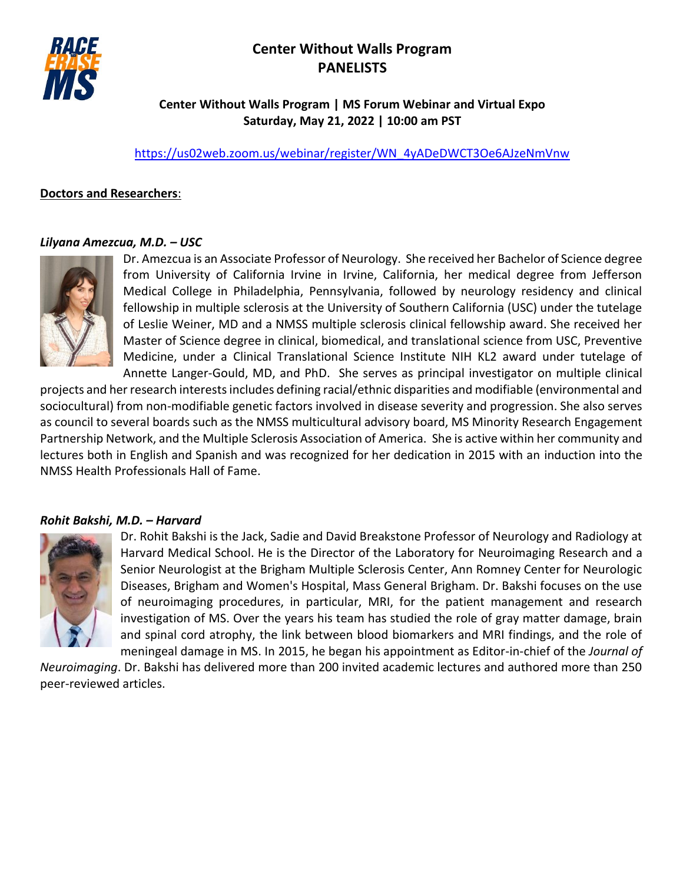# Center Without Walls Program
# PANELISTS

**Center Without Walls Program | MS Forum Webinar and Virtual Expo**
**Saturday, May 21, 2022 | 10:00 am PST**

https://us02web.zoom.us/webinar/register/WN_4yADeDWCT3Oe6AJzeNmVnw

**Doctors and Researchers**:

***Lilyana Amezcua, M.D. – USC***

Dr. Amezcua is an Associate Professor of Neurology. She received her Bachelor of Science degree from University of California Irvine in Irvine, California, her medical degree from Jefferson Medical College in Philadelphia, Pennsylvania, followed by neurology residency and clinical fellowship in multiple sclerosis at the University of Southern California (USC) under the tutelage of Leslie Weiner, MD and a NMSS multiple sclerosis clinical fellowship award. She received her Master of Science degree in clinical, biomedical, and translational science from USC, Preventive Medicine, under a Clinical Translational Science Institute NIH KL2 award under tutelage of Annette Langer-Gould, MD, and PhD. She serves as principal investigator on multiple clinical projects and her research interests includes defining racial/ethnic disparities and modifiable (environmental and sociocultural) from non-modifiable genetic factors involved in disease severity and progression. She also serves as council to several boards such as the NMSS multicultural advisory board, MS Minority Research Engagement Partnership Network, and the Multiple Sclerosis Association of America. She is active within her community and lectures both in English and Spanish and was recognized for her dedication in 2015 with an induction into the NMSS Health Professionals Hall of Fame.

***Rohit Bakshi, M.D. – Harvard***

Dr. Rohit Bakshi is the Jack, Sadie and David Breakstone Professor of Neurology and Radiology at Harvard Medical School. He is the Director of the Laboratory for Neuroimaging Research and a Senior Neurologist at the Brigham Multiple Sclerosis Center, Ann Romney Center for Neurologic Diseases, Brigham and Women's Hospital, Mass General Brigham. Dr. Bakshi focuses on the use of neuroimaging procedures, in particular, MRI, for the patient management and research investigation of MS. Over the years his team has studied the role of gray matter damage, brain and spinal cord atrophy, the link between blood biomarkers and MRI findings, and the role of meningeal damage in MS. In 2015, he began his appointment as Editor-in-chief of the *Journal of Neuroimaging*. Dr. Bakshi has delivered more than 200 invited academic lectures and authored more than 250 peer-reviewed articles.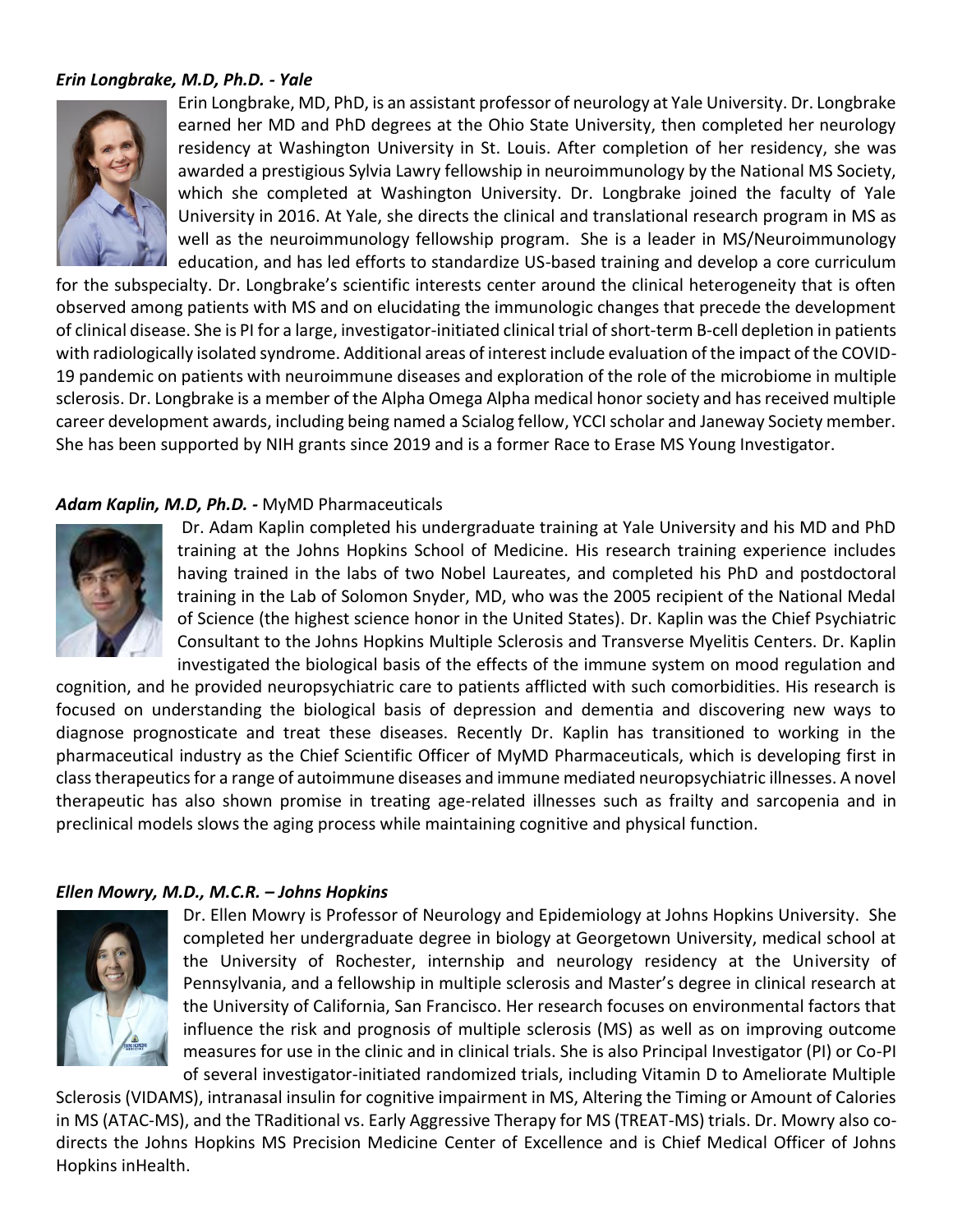***Erin Longbrake, M.D, Ph.D. - Yale***

Erin Longbrake, MD, PhD, is an assistant professor of neurology at Yale University. Dr. Longbrake earned her MD and PhD degrees at the Ohio State University, then completed her neurology residency at Washington University in St. Louis. After completion of her residency, she was awarded a prestigious Sylvia Lawry fellowship in neuroimmunology by the National MS Society, which she completed at Washington University. Dr. Longbrake joined the faculty of Yale University in 2016. At Yale, she directs the clinical and translational research program in MS as well as the neuroimmunology fellowship program. She is a leader in MS/Neuroimmunology education, and has led efforts to standardize US-based training and develop a core curriculum for the subspecialty. Dr. Longbrake's scientific interests center around the clinical heterogeneity that is often observed among patients with MS and on elucidating the immunologic changes that precede the development of clinical disease. She is PI for a large, investigator-initiated clinical trial of short-term B-cell depletion in patients with radiologically isolated syndrome. Additional areas of interest include evaluation of the impact of the COVID-19 pandemic on patients with neuroimmune diseases and exploration of the role of the microbiome in multiple sclerosis. Dr. Longbrake is a member of the Alpha Omega Alpha medical honor society and has received multiple career development awards, including being named a Scialog fellow, YCCI scholar and Janeway Society member. She has been supported by NIH grants since 2019 and is a former Race to Erase MS Young Investigator.

***Adam Kaplin, M.D, Ph.D. -*** MyMD Pharmaceuticals

Dr. Adam Kaplin completed his undergraduate training at Yale University and his MD and PhD training at the Johns Hopkins School of Medicine. His research training experience includes having trained in the labs of two Nobel Laureates, and completed his PhD and postdoctoral training in the Lab of Solomon Snyder, MD, who was the 2005 recipient of the National Medal of Science (the highest science honor in the United States). Dr. Kaplin was the Chief Psychiatric Consultant to the Johns Hopkins Multiple Sclerosis and Transverse Myelitis Centers. Dr. Kaplin investigated the biological basis of the effects of the immune system on mood regulation and cognition, and he provided neuropsychiatric care to patients afflicted with such comorbidities. His research is focused on understanding the biological basis of depression and dementia and discovering new ways to diagnose prognosticate and treat these diseases. Recently Dr. Kaplin has transitioned to working in the pharmaceutical industry as the Chief Scientific Officer of MyMD Pharmaceuticals, which is developing first in class therapeutics for a range of autoimmune diseases and immune mediated neuropsychiatric illnesses. A novel therapeutic has also shown promise in treating age-related illnesses such as frailty and sarcopenia and in preclinical models slows the aging process while maintaining cognitive and physical function.

***Ellen Mowry, M.D., M.C.R. – Johns Hopkins***

Dr. Ellen Mowry is Professor of Neurology and Epidemiology at Johns Hopkins University. She completed her undergraduate degree in biology at Georgetown University, medical school at the University of Rochester, internship and neurology residency at the University of Pennsylvania, and a fellowship in multiple sclerosis and Master's degree in clinical research at the University of California, San Francisco. Her research focuses on environmental factors that influence the risk and prognosis of multiple sclerosis (MS) as well as on improving outcome measures for use in the clinic and in clinical trials. She is also Principal Investigator (PI) or Co-PI of several investigator-initiated randomized trials, including Vitamin D to Ameliorate Multiple Sclerosis (VIDAMS), intranasal insulin for cognitive impairment in MS, Altering the Timing or Amount of Calories in MS (ATAC-MS), and the TRaditional vs. Early Aggressive Therapy for MS (TREAT-MS) trials. Dr. Mowry also co-directs the Johns Hopkins MS Precision Medicine Center of Excellence and is Chief Medical Officer of Johns Hopkins inHealth.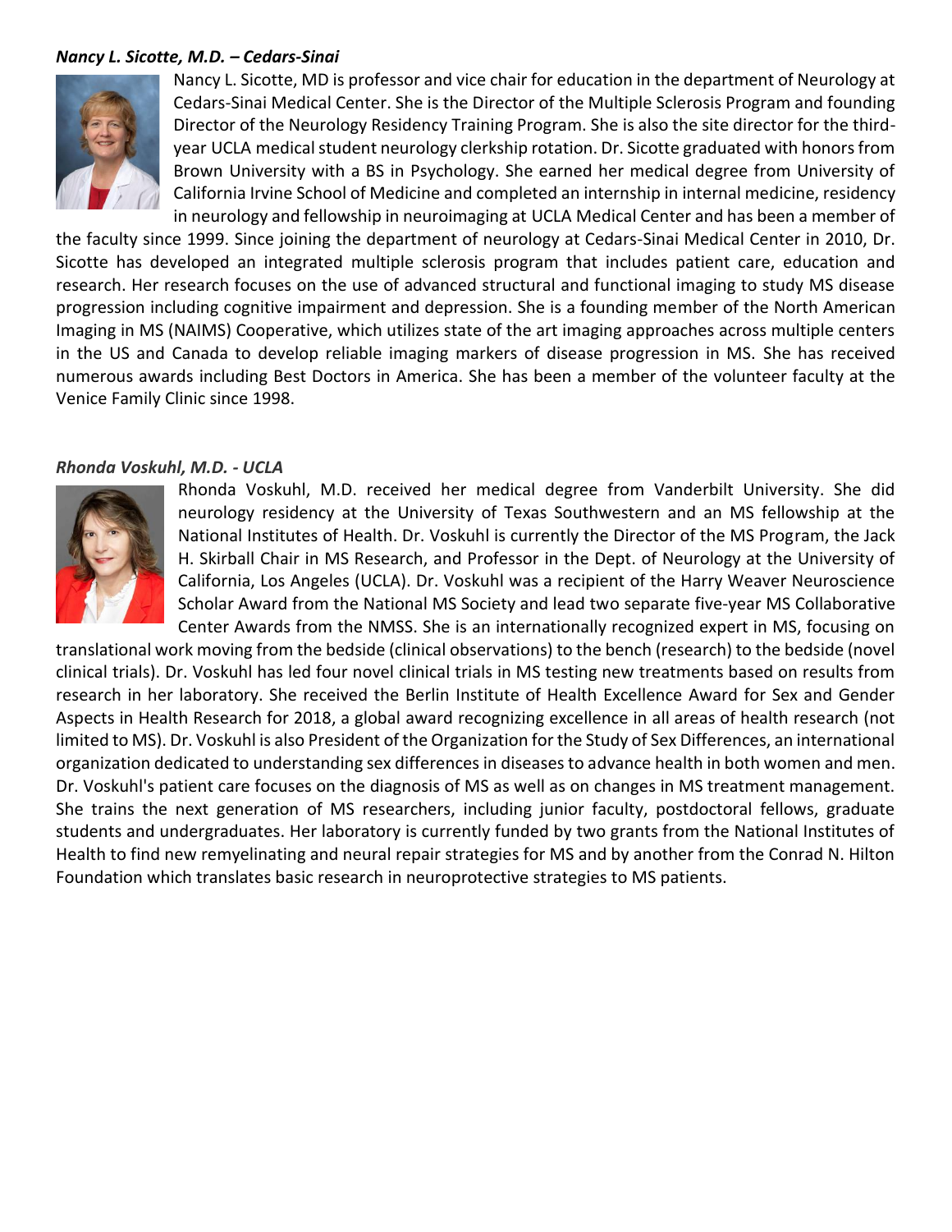***Nancy L. Sicotte, M.D. – Cedars-Sinai***

Nancy L. Sicotte, MD is professor and vice chair for education in the department of Neurology at Cedars-Sinai Medical Center. She is the Director of the Multiple Sclerosis Program and founding Director of the Neurology Residency Training Program. She is also the site director for the third-year UCLA medical student neurology clerkship rotation. Dr. Sicotte graduated with honors from Brown University with a BS in Psychology. She earned her medical degree from University of California Irvine School of Medicine and completed an internship in internal medicine, residency in neurology and fellowship in neuroimaging at UCLA Medical Center and has been a member of the faculty since 1999. Since joining the department of neurology at Cedars-Sinai Medical Center in 2010, Dr. Sicotte has developed an integrated multiple sclerosis program that includes patient care, education and research. Her research focuses on the use of advanced structural and functional imaging to study MS disease progression including cognitive impairment and depression. She is a founding member of the North American Imaging in MS (NAIMS) Cooperative, which utilizes state of the art imaging approaches across multiple centers in the US and Canada to develop reliable imaging markers of disease progression in MS. She has received numerous awards including Best Doctors in America. She has been a member of the volunteer faculty at the Venice Family Clinic since 1998.

***Rhonda Voskuhl, M.D. - UCLA***

Rhonda Voskuhl, M.D. received her medical degree from Vanderbilt University. She did neurology residency at the University of Texas Southwestern and an MS fellowship at the National Institutes of Health. Dr. Voskuhl is currently the Director of the MS Program, the Jack H. Skirball Chair in MS Research, and Professor in the Dept. of Neurology at the University of California, Los Angeles (UCLA). Dr. Voskuhl was a recipient of the Harry Weaver Neuroscience Scholar Award from the National MS Society and lead two separate five-year MS Collaborative Center Awards from the NMSS. She is an internationally recognized expert in MS, focusing on translational work moving from the bedside (clinical observations) to the bench (research) to the bedside (novel clinical trials). Dr. Voskuhl has led four novel clinical trials in MS testing new treatments based on results from research in her laboratory. She received the Berlin Institute of Health Excellence Award for Sex and Gender Aspects in Health Research for 2018, a global award recognizing excellence in all areas of health research (not limited to MS). Dr. Voskuhl is also President of the Organization for the Study of Sex Differences, an international organization dedicated to understanding sex differences in diseases to advance health in both women and men. Dr. Voskuhl's patient care focuses on the diagnosis of MS as well as on changes in MS treatment management. She trains the next generation of MS researchers, including junior faculty, postdoctoral fellows, graduate students and undergraduates. Her laboratory is currently funded by two grants from the National Institutes of Health to find new remyelinating and neural repair strategies for MS and by another from the Conrad N. Hilton Foundation which translates basic research in neuroprotective strategies to MS patients.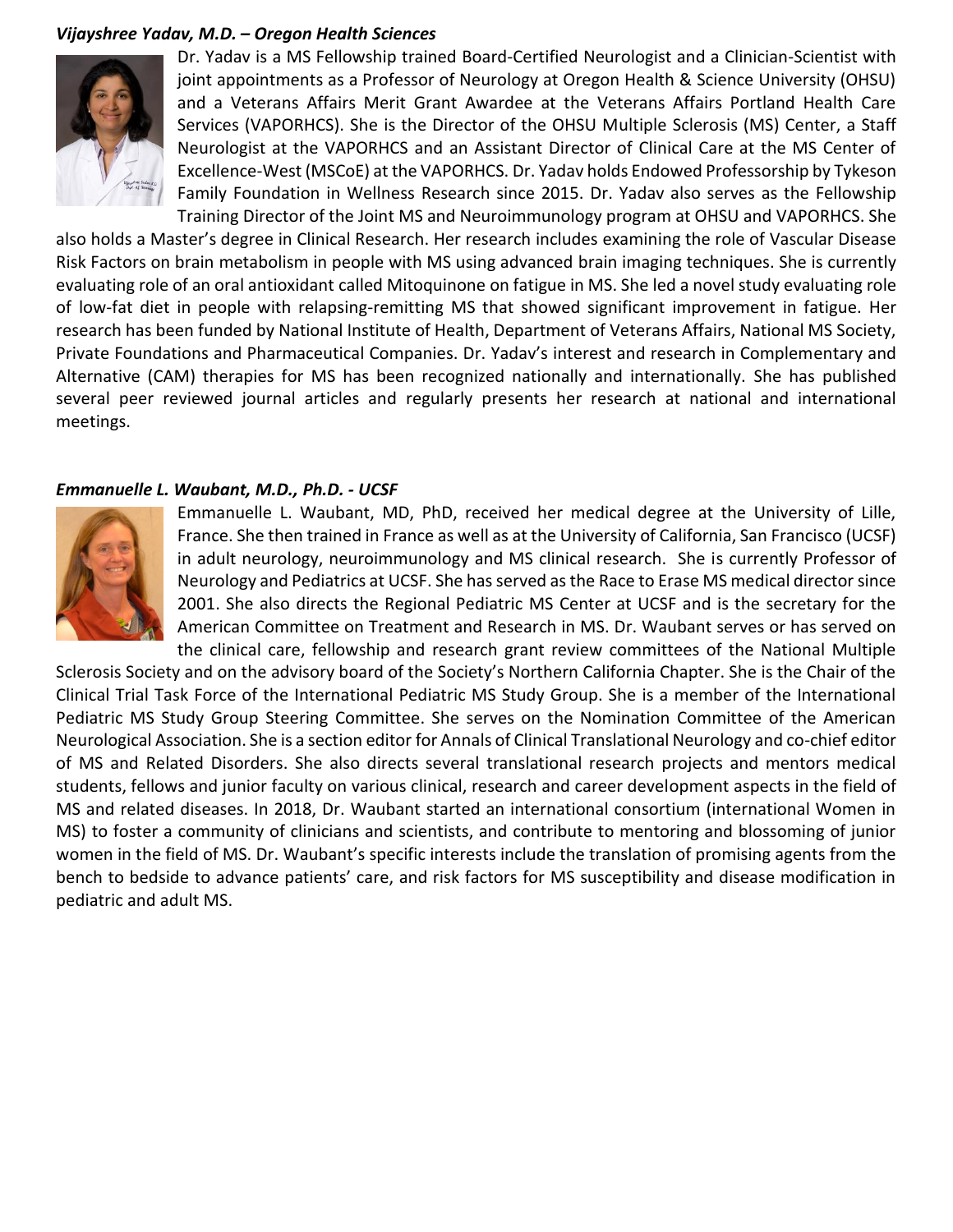***Vijayshree Yadav, M.D. – Oregon Health Sciences***

Dr. Yadav is a MS Fellowship trained Board-Certified Neurologist and a Clinician-Scientist with joint appointments as a Professor of Neurology at Oregon Health & Science University (OHSU) and a Veterans Affairs Merit Grant Awardee at the Veterans Affairs Portland Health Care Services (VAPORHCS). She is the Director of the OHSU Multiple Sclerosis (MS) Center, a Staff Neurologist at the VAPORHCS and an Assistant Director of Clinical Care at the MS Center of Excellence-West (MSCoE) at the VAPORHCS. Dr. Yadav holds Endowed Professorship by Tykeson Family Foundation in Wellness Research since 2015. Dr. Yadav also serves as the Fellowship Training Director of the Joint MS and Neuroimmunology program at OHSU and VAPORHCS. She also holds a Master's degree in Clinical Research. Her research includes examining the role of Vascular Disease Risk Factors on brain metabolism in people with MS using advanced brain imaging techniques. She is currently evaluating role of an oral antioxidant called Mitoquinone on fatigue in MS. She led a novel study evaluating role of low-fat diet in people with relapsing-remitting MS that showed significant improvement in fatigue. Her research has been funded by National Institute of Health, Department of Veterans Affairs, National MS Society, Private Foundations and Pharmaceutical Companies. Dr. Yadav's interest and research in Complementary and Alternative (CAM) therapies for MS has been recognized nationally and internationally. She has published several peer reviewed journal articles and regularly presents her research at national and international meetings.

***Emmanuelle L. Waubant, M.D., Ph.D. - UCSF***

Emmanuelle L. Waubant, MD, PhD, received her medical degree at the University of Lille, France. She then trained in France as well as at the University of California, San Francisco (UCSF) in adult neurology, neuroimmunology and MS clinical research. She is currently Professor of Neurology and Pediatrics at UCSF. She has served as the Race to Erase MS medical director since 2001. She also directs the Regional Pediatric MS Center at UCSF and is the secretary for the American Committee on Treatment and Research in MS. Dr. Waubant serves or has served on the clinical care, fellowship and research grant review committees of the National Multiple Sclerosis Society and on the advisory board of the Society's Northern California Chapter. She is the Chair of the Clinical Trial Task Force of the International Pediatric MS Study Group. She is a member of the International Pediatric MS Study Group Steering Committee. She serves on the Nomination Committee of the American Neurological Association. She is a section editor for Annals of Clinical Translational Neurology and co-chief editor of MS and Related Disorders. She also directs several translational research projects and mentors medical students, fellows and junior faculty on various clinical, research and career development aspects in the field of MS and related diseases. In 2018, Dr. Waubant started an international consortium (international Women in MS) to foster a community of clinicians and scientists, and contribute to mentoring and blossoming of junior women in the field of MS. Dr. Waubant's specific interests include the translation of promising agents from the bench to bedside to advance patients' care, and risk factors for MS susceptibility and disease modification in pediatric and adult MS.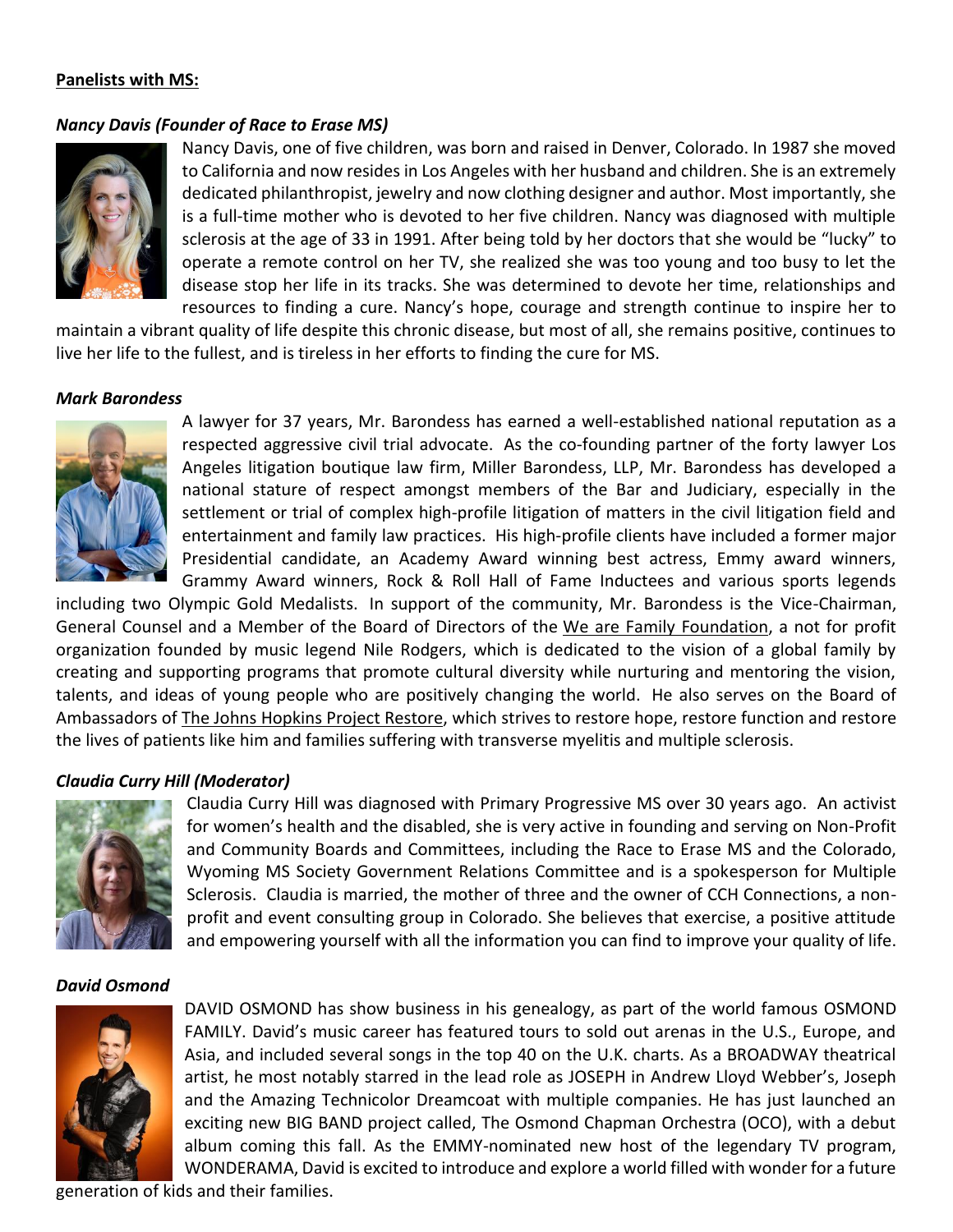**Panelists with MS:**

***Nancy Davis (Founder of Race to Erase MS)***

Nancy Davis, one of five children, was born and raised in Denver, Colorado. In 1987 she moved to California and now resides in Los Angeles with her husband and children. She is an extremely dedicated philanthropist, jewelry and now clothing designer and author. Most importantly, she is a full-time mother who is devoted to her five children. Nancy was diagnosed with multiple sclerosis at the age of 33 in 1991. After being told by her doctors that she would be "lucky" to operate a remote control on her TV, she realized she was too young and too busy to let the disease stop her life in its tracks. She was determined to devote her time, relationships and resources to finding a cure. Nancy's hope, courage and strength continue to inspire her to maintain a vibrant quality of life despite this chronic disease, but most of all, she remains positive, continues to live her life to the fullest, and is tireless in her efforts to finding the cure for MS.

***Mark Barondess***

A lawyer for 37 years, Mr. Barondess has earned a well-established national reputation as a respected aggressive civil trial advocate. As the co-founding partner of the forty lawyer Los Angeles litigation boutique law firm, Miller Barondess, LLP, Mr. Barondess has developed a national stature of respect amongst members of the Bar and Judiciary, especially in the settlement or trial of complex high-profile litigation of matters in the civil litigation field and entertainment and family law practices. His high-profile clients have included a former major Presidential candidate, an Academy Award winning best actress, Emmy award winners, Grammy Award winners, Rock & Roll Hall of Fame Inductees and various sports legends including two Olympic Gold Medalists. In support of the community, Mr. Barondess is the Vice-Chairman, General Counsel and a Member of the Board of Directors of the We are Family Foundation, a not for profit organization founded by music legend Nile Rodgers, which is dedicated to the vision of a global family by creating and supporting programs that promote cultural diversity while nurturing and mentoring the vision, talents, and ideas of young people who are positively changing the world. He also serves on the Board of Ambassadors of The Johns Hopkins Project Restore, which strives to restore hope, restore function and restore the lives of patients like him and families suffering with transverse myelitis and multiple sclerosis.

***Claudia Curry Hill (Moderator)***

Claudia Curry Hill was diagnosed with Primary Progressive MS over 30 years ago. An activist for women's health and the disabled, she is very active in founding and serving on Non-Profit and Community Boards and Committees, including the Race to Erase MS and the Colorado, Wyoming MS Society Government Relations Committee and is a spokesperson for Multiple Sclerosis. Claudia is married, the mother of three and the owner of CCH Connections, a non-profit and event consulting group in Colorado. She believes that exercise, a positive attitude and empowering yourself with all the information you can find to improve your quality of life.

***David Osmond***

DAVID OSMOND has show business in his genealogy, as part of the world famous OSMOND FAMILY. David's music career has featured tours to sold out arenas in the U.S., Europe, and Asia, and included several songs in the top 40 on the U.K. charts. As a BROADWAY theatrical artist, he most notably starred in the lead role as JOSEPH in Andrew Lloyd Webber's, Joseph and the Amazing Technicolor Dreamcoat with multiple companies. He has just launched an exciting new BIG BAND project called, The Osmond Chapman Orchestra (OCO), with a debut album coming this fall. As the EMMY-nominated new host of the legendary TV program, WONDERAMA, David is excited to introduce and explore a world filled with wonder for a future generation of kids and their families.